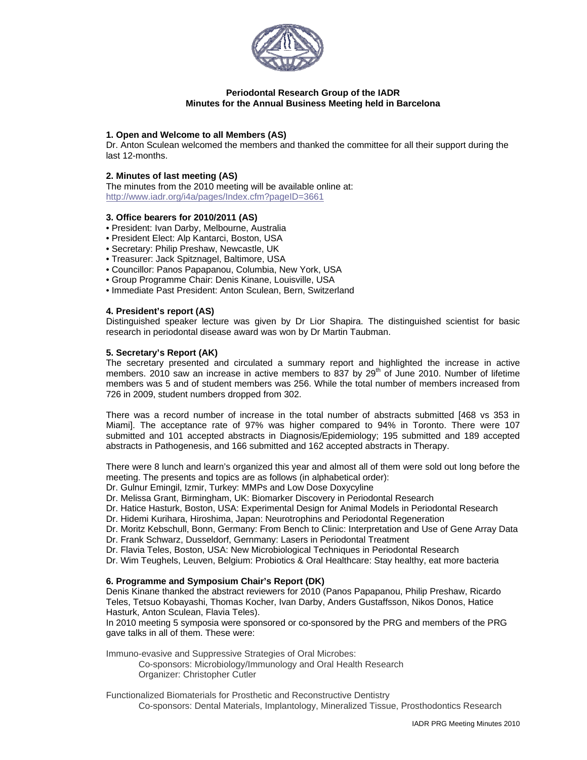**Periodontal Research Group of the IADR**
**Minutes for the Annual Business Meeting held in Barcelona**

### 1. Open and Welcome to all Members (AS)

Dr. Anton Sculean welcomed the members and thanked the committee for all their support during the last 12-months.

### 2. Minutes of last meeting (AS)

The minutes from the 2010 meeting will be available online at:
http://www.iadr.org/i4a/pages/Index.cfm?pageID=3661

### 3. Office bearers for 2010/2011 (AS)

- President: Ivan Darby, Melbourne, Australia
- President Elect: Alp Kantarci, Boston, USA
- Secretary: Philip Preshaw, Newcastle, UK
- Treasurer: Jack Spitznagel, Baltimore, USA
- Councillor: Panos Papapanou, Columbia, New York, USA
- Group Programme Chair: Denis Kinane, Louisville, USA
- Immediate Past President: Anton Sculean, Bern, Switzerland

### 4. President's report (AS)

Distinguished speaker lecture was given by Dr Lior Shapira. The distinguished scientist for basic research in periodontal disease award was won by Dr Martin Taubman.

### 5. Secretary's Report (AK)

The secretary presented and circulated a summary report and highlighted the increase in active members. 2010 saw an increase in active members to 837 by 29th of June 2010. Number of lifetime members was 5 and of student members was 256. While the total number of members increased from 726 in 2009, student numbers dropped from 302.

There was a record number of increase in the total number of abstracts submitted [468 vs 353 in Miami]. The acceptance rate of 97% was higher compared to 94% in Toronto. There were 107 submitted and 101 accepted abstracts in Diagnosis/Epidemiology; 195 submitted and 189 accepted abstracts in Pathogenesis, and 166 submitted and 162 accepted abstracts in Therapy.

There were 8 lunch and learn's organized this year and almost all of them were sold out long before the meeting. The presents and topics are as follows (in alphabetical order):

Dr. Gulnur Emingil, Izmir, Turkey: MMPs and Low Dose Doxycyline
Dr. Melissa Grant, Birmingham, UK: Biomarker Discovery in Periodontal Research
Dr. Hatice Hasturk, Boston, USA: Experimental Design for Animal Models in Periodontal Research
Dr. Hidemi Kurihara, Hiroshima, Japan: Neurotrophins and Periodontal Regeneration
Dr. Moritz Kebschull, Bonn, Germany: From Bench to Clinic: Interpretation and Use of Gene Array Data
Dr. Frank Schwarz, Dusseldorf, Gernmany: Lasers in Periodontal Treatment
Dr. Flavia Teles, Boston, USA: New Microbiological Techniques in Periodontal Research
Dr. Wim Teughels, Leuven, Belgium: Probiotics & Oral Healthcare: Stay healthy, eat more bacteria

### 6. Programme and Symposium Chair's Report (DK)

Denis Kinane thanked the abstract reviewers for 2010 (Panos Papapanou, Philip Preshaw, Ricardo Teles, Tetsuo Kobayashi, Thomas Kocher, Ivan Darby, Anders Gustaffsson, Nikos Donos, Hatice Hasturk, Anton Sculean, Flavia Teles).
In 2010 meeting 5 symposia were sponsored or co-sponsored by the PRG and members of the PRG gave talks in all of them. These were:

Immuno-evasive and Suppressive Strategies of Oral Microbes:
    Co-sponsors: Microbiology/Immunology and Oral Health Research
    Organizer: Christopher Cutler

Functionalized Biomaterials for Prosthetic and Reconstructive Dentistry
    Co-sponsors: Dental Materials, Implantology, Mineralized Tissue, Prosthodontics Research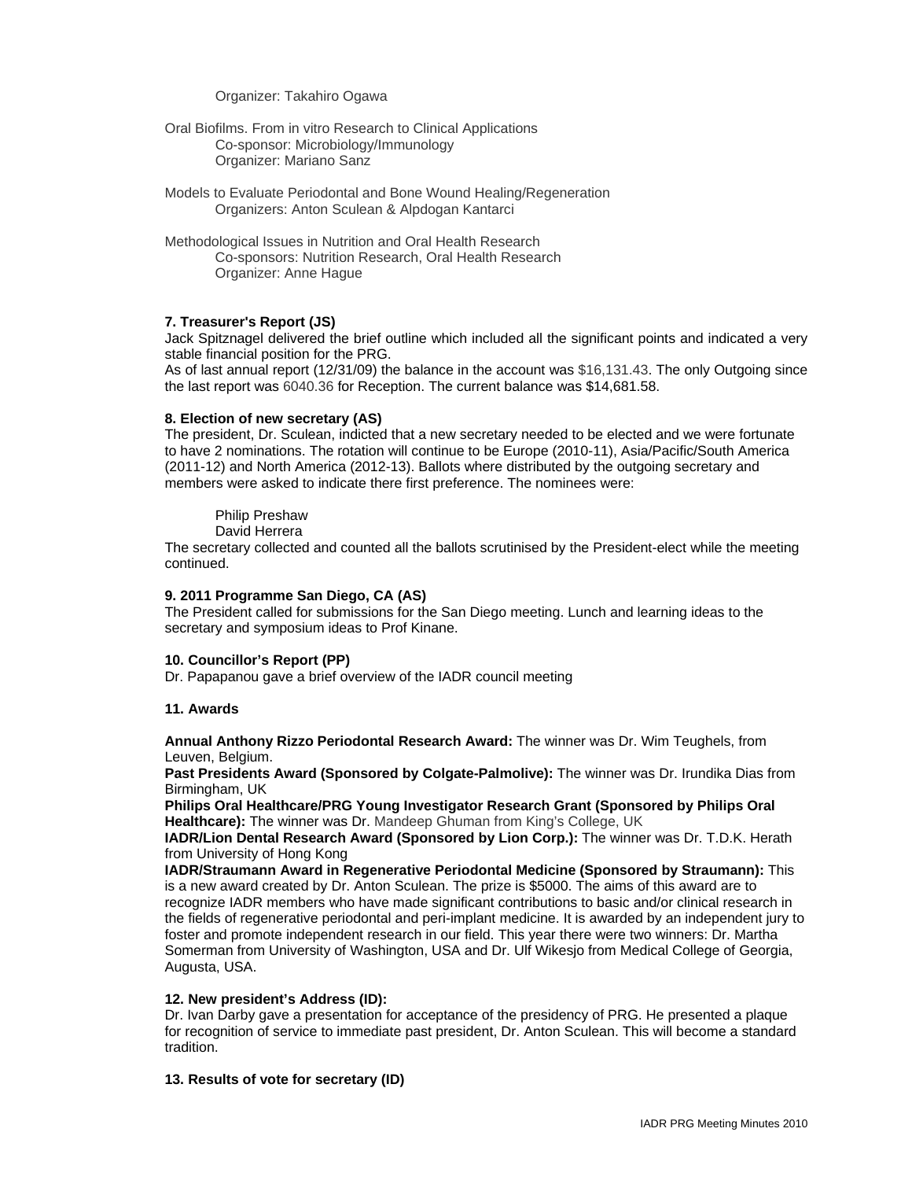Organizer: Takahiro Ogawa

Oral Biofilms. From in vitro Research to Clinical Applications
Co-sponsor: Microbiology/Immunology
Organizer: Mariano Sanz

Models to Evaluate Periodontal and Bone Wound Healing/Regeneration
Organizers: Anton Sculean & Alpdogan Kantarci

Methodological Issues in Nutrition and Oral Health Research
Co-sponsors: Nutrition Research, Oral Health Research
Organizer: Anne Hague

**7. Treasurer's Report (JS)**

Jack Spitznagel delivered the brief outline which included all the significant points and indicated a very stable financial position for the PRG.
As of last annual report (12/31/09) the balance in the account was $16,131.43. The only Outgoing since the last report was 6040.36 for Reception. The current balance was $14,681.58.

**8. Election of new secretary (AS)**

The president, Dr. Sculean, indicted that a new secretary needed to be elected and we were fortunate to have 2 nominations. The rotation will continue to be Europe (2010-11), Asia/Pacific/South America (2011-12) and North America (2012-13). Ballots where distributed by the outgoing secretary and members were asked to indicate there first preference. The nominees were:

Philip Preshaw
David Herrera

The secretary collected and counted all the ballots scrutinised by the President-elect while the meeting continued.

**9. 2011 Programme San Diego, CA (AS)**

The President called for submissions for the San Diego meeting. Lunch and learning ideas to the secretary and symposium ideas to Prof Kinane.

**10. Councillor's Report (PP)**

Dr. Papapanou gave a brief overview of the IADR council meeting

**11. Awards**

**Annual Anthony Rizzo Periodontal Research Award:** The winner was Dr. Wim Teughels, from Leuven, Belgium.
**Past Presidents Award (Sponsored by Colgate-Palmolive):** The winner was Dr. Irundika Dias from Birmingham, UK
**Philips Oral Healthcare/PRG Young Investigator Research Grant (Sponsored by Philips Oral Healthcare):** The winner was Dr. Mandeep Ghuman from King's College, UK
**IADR/Lion Dental Research Award (Sponsored by Lion Corp.):** The winner was Dr. T.D.K. Herath from University of Hong Kong
**IADR/Straumann Award in Regenerative Periodontal Medicine (Sponsored by Straumann):** This is a new award created by Dr. Anton Sculean. The prize is $5000. The aims of this award are to recognize IADR members who have made significant contributions to basic and/or clinical research in the fields of regenerative periodontal and peri-implant medicine. It is awarded by an independent jury to foster and promote independent research in our field. This year there were two winners: Dr. Martha Somerman from University of Washington, USA and Dr. Ulf Wikesjo from Medical College of Georgia, Augusta, USA.

**12. New president's Address (ID):**

Dr. Ivan Darby gave a presentation for acceptance of the presidency of PRG. He presented a plaque for recognition of service to immediate past president, Dr. Anton Sculean. This will become a standard tradition.

**13. Results of vote for secretary (ID)**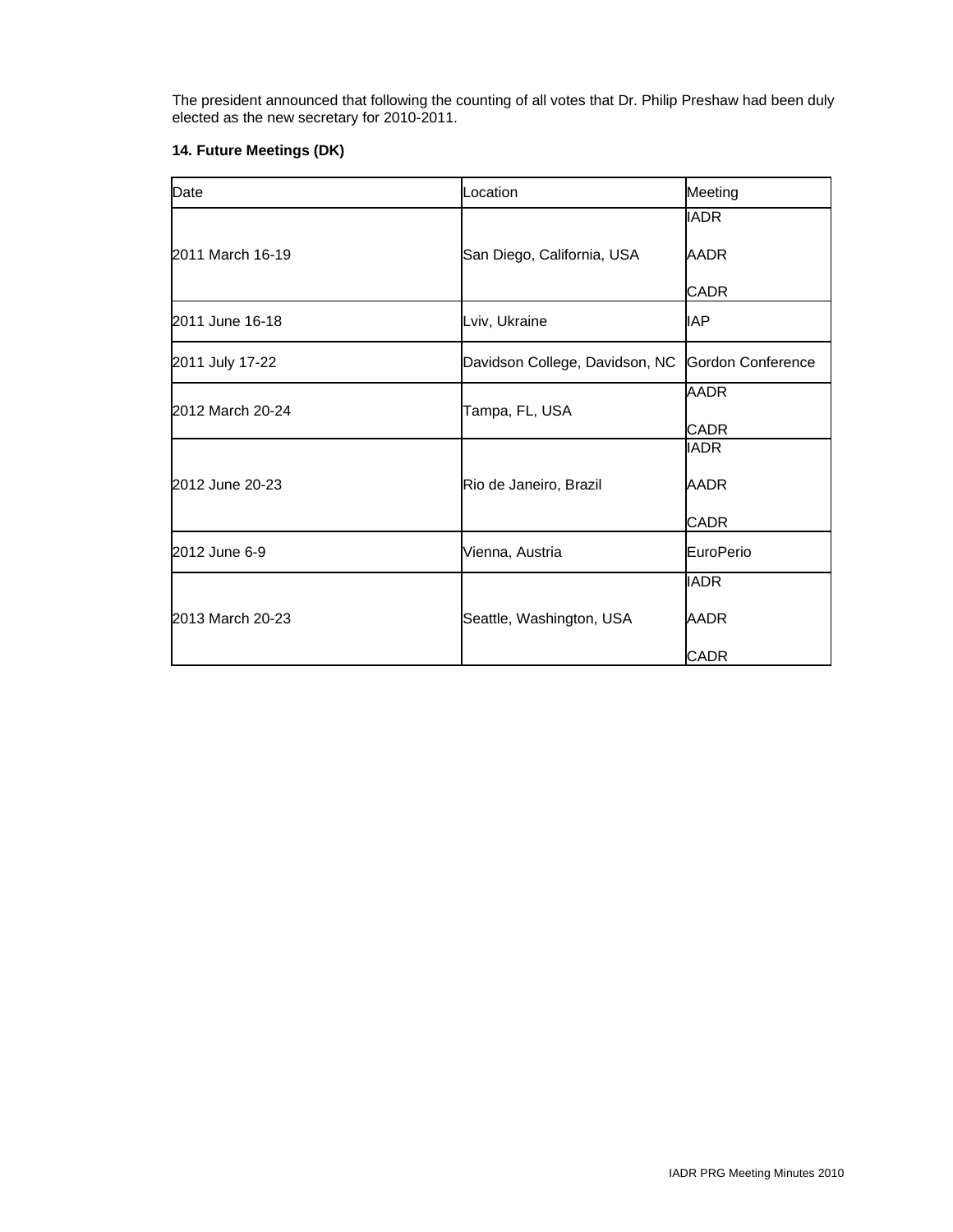The president announced that following the counting of all votes that Dr. Philip Preshaw had been duly elected as the new secretary for 2010-2011.

**14. Future Meetings (DK)**

| Date | Location | Meeting |
|---|---|---|
| 2011 March 16-19 | San Diego, California, USA | IADR<br>AADR<br>CADR |
| 2011 June 16-18 | Lviv, Ukraine | IAP |
| 2011 July 17-22 | Davidson College, Davidson, NC | Gordon Conference |
| 2012 March 20-24 | Tampa, FL, USA | AADR<br>CADR |
| 2012 June 20-23 | Rio de Janeiro, Brazil | IADR<br>AADR<br>CADR |
| 2012 June 6-9 | Vienna, Austria | EuroPerio |
| 2013 March 20-23 | Seattle, Washington, USA | IADR<br>AADR<br>CADR |